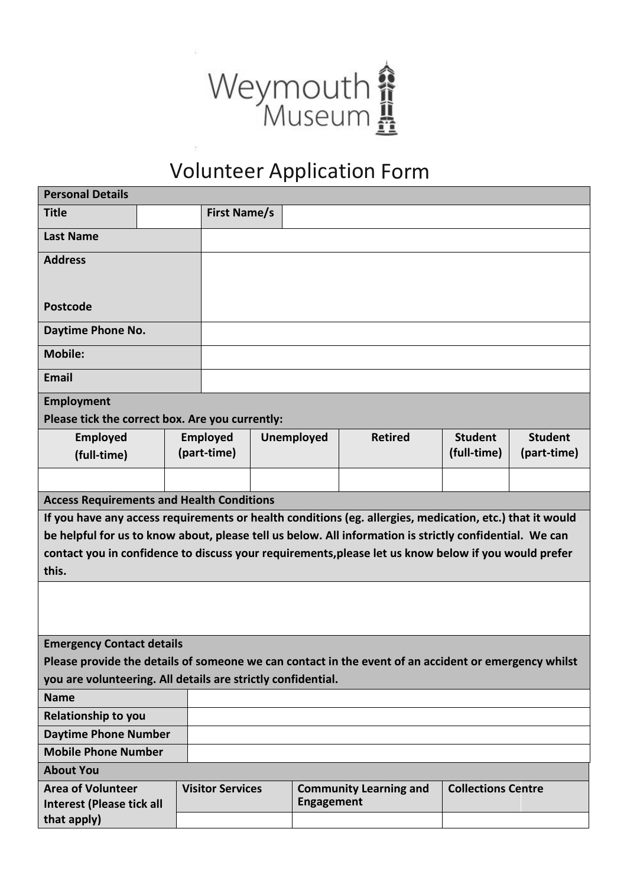Weymouth Museum

# Volunteer Application Form

| Personal Details | | | |
|---|---|---|---|
| **Title** | | **First Name/s** | |
| **Last Name** | | | |
| **Address**<br><br>**Postcode** | | | |
| **Daytime Phone No.** | | | |
| **Mobile:** | | | |
| **Email** | | | |

**Employment**
**Please tick the correct box. Are you currently:**

| Employed (full-time) | Employed (part-time) | Unemployed | Retired | Student (full-time) | Student (part-time) |
|---|---|---|---|---|---|
| | | | | | |

**Access Requirements and Health Conditions**

**If you have any access requirements or health conditions (eg. allergies, medication, etc.) that it would be helpful for us to know about, please tell us below. All information is strictly confidential. We can contact you in confidence to discuss your requirements,please let us know below if you would prefer this.**

**Emergency Contact details**

**Please provide the details of someone we can contact in the event of an accident or emergency whilst you are volunteering. All details are strictly confidential.**

| | |
|---|---|
| **Name** | |
| **Relationship to you** | |
| **Daytime Phone Number** | |
| **Mobile Phone Number** | |

**About You**

| Area of Volunteer Interest (Please tick all that apply) | Visitor Services | Community Learning and Engagement | Collections Centre |
|---|---|---|---|
| | | | |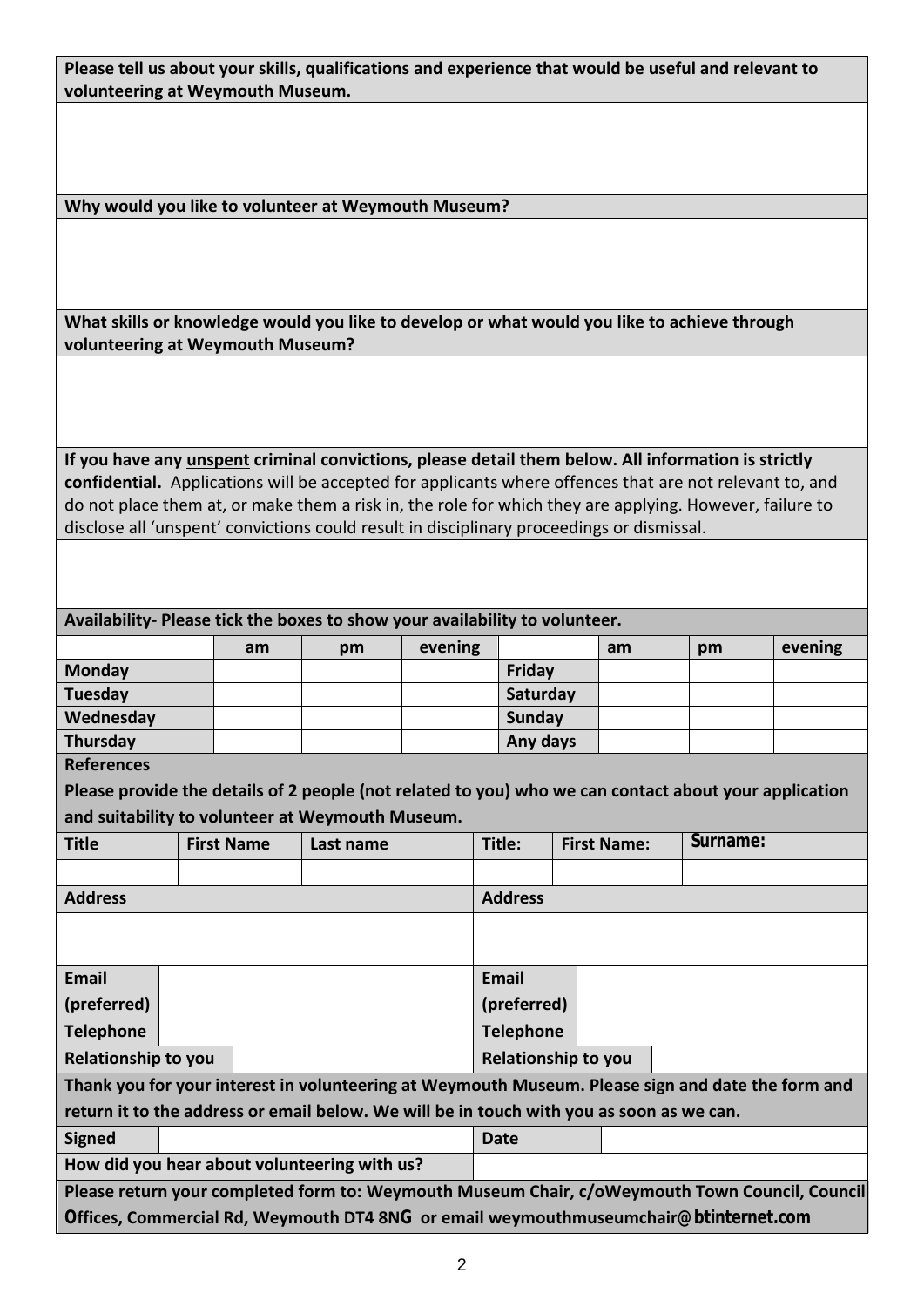**Please tell us about your skills, qualifications and experience that would be useful and relevant to volunteering at Weymouth Museum.**

&nbsp;

**Why would you like to volunteer at Weymouth Museum?**

&nbsp;

**What skills or knowledge would you like to develop or what would you like to achieve through volunteering at Weymouth Museum?**

&nbsp;

**If you have any unspent criminal convictions, please detail them below. All information is strictly confidential.** Applications will be accepted for applicants where offences that are not relevant to, and do not place them at, or make them a risk in, the role for which they are applying. However, failure to disclose all 'unspent' convictions could result in disciplinary proceedings or dismissal.

&nbsp;

**Availability- Please tick the boxes to show your availability to volunteer.**

| | am | pm | evening | | am | pm | evening |
|---|---|---|---|---|---|---|---|
| **Monday** | | | | **Friday** | | | |
| **Tuesday** | | | | **Saturday** | | | |
| **Wednesday** | | | | **Sunday** | | | |
| **Thursday** | | | | **Any days** | | | |

**References**

**Please provide the details of 2 people (not related to you) who we can contact about your application and suitability to volunteer at Weymouth Museum.**

| **Title** | **First Name** | **Last name** | **Title:** | **First Name:** | **Surname:** |
|---|---|---|---|---|---|
| | | | | | |

| | | | |
|---|---|---|---|
| **Address** | | **Address** | |
| | | | |
| **Email (preferred)** | | **Email (preferred)** | |
| **Telephone** | | **Telephone** | |
| **Relationship to you** | | **Relationship to you** | |

**Thank you for your interest in volunteering at Weymouth Museum. Please sign and date the form and return it to the address or email below. We will be in touch with you as soon as we can.**

| | | | |
|---|---|---|---|
| **Signed** | | **Date** | |
| **How did you hear about volunteering with us?** | | | |

**Please return your completed form to: Weymouth Museum Chair, c/oWeymouth Town Council, Council Offices, Commercial Rd, Weymouth DT4 8NG or email weymouthmuseumchair@btinternet.com**